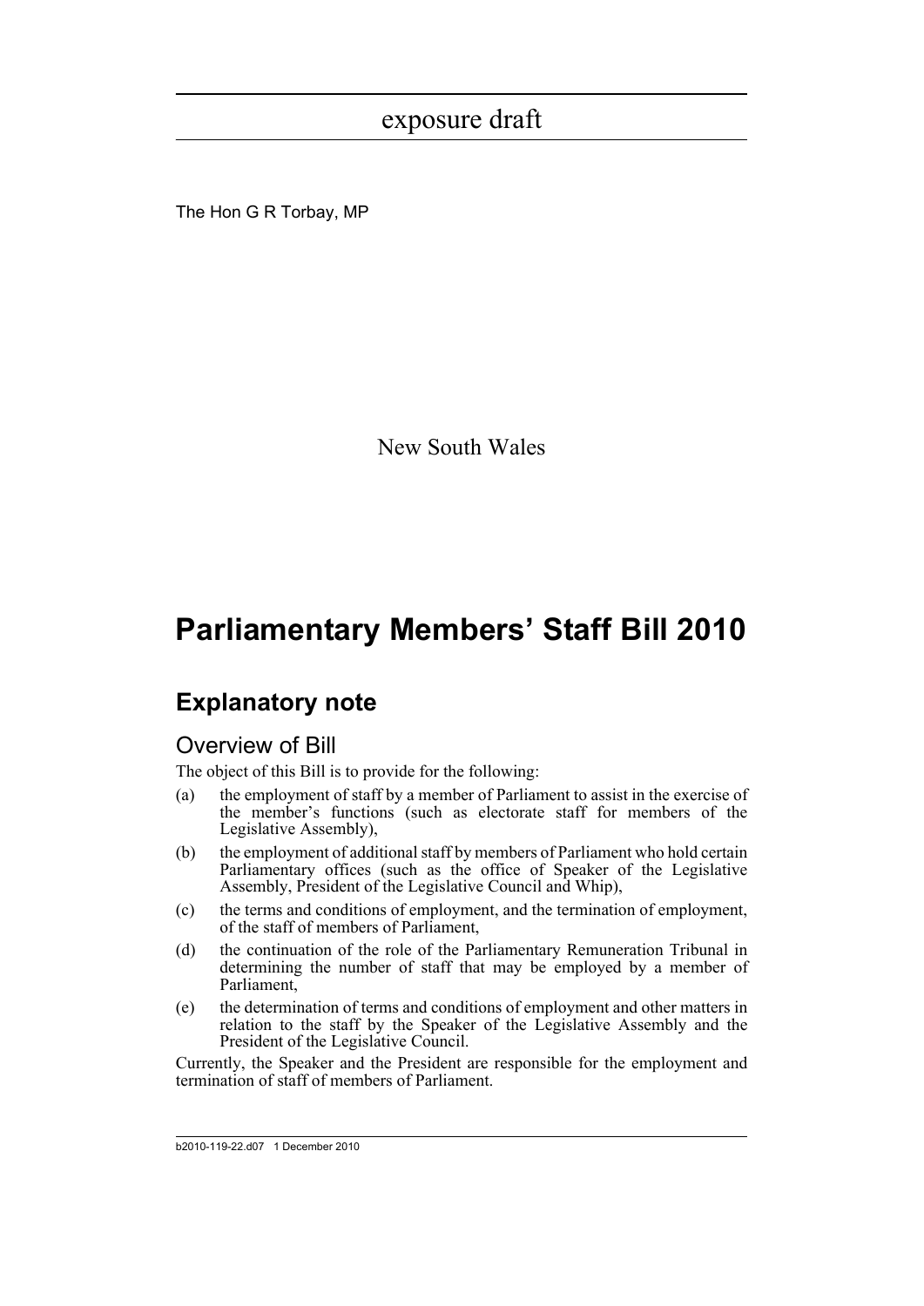exposure draft

The Hon G R Torbay, MP

New South Wales

# Parliamentary Members' Staff Bill 2010

## Explanatory note

### Overview of Bill

The object of this Bill is to provide for the following:

(a) the employment of staff by a member of Parliament to assist in the exercise of the member's functions (such as electorate staff for members of the Legislative Assembly),

(b) the employment of additional staff by members of Parliament who hold certain Parliamentary offices (such as the office of Speaker of the Legislative Assembly, President of the Legislative Council and Whip),

(c) the terms and conditions of employment, and the termination of employment, of the staff of members of Parliament,

(d) the continuation of the role of the Parliamentary Remuneration Tribunal in determining the number of staff that may be employed by a member of Parliament,

(e) the determination of terms and conditions of employment and other matters in relation to the staff by the Speaker of the Legislative Assembly and the President of the Legislative Council.

Currently, the Speaker and the President are responsible for the employment and termination of staff of members of Parliament.

b2010-119-22.d07 1 December 2010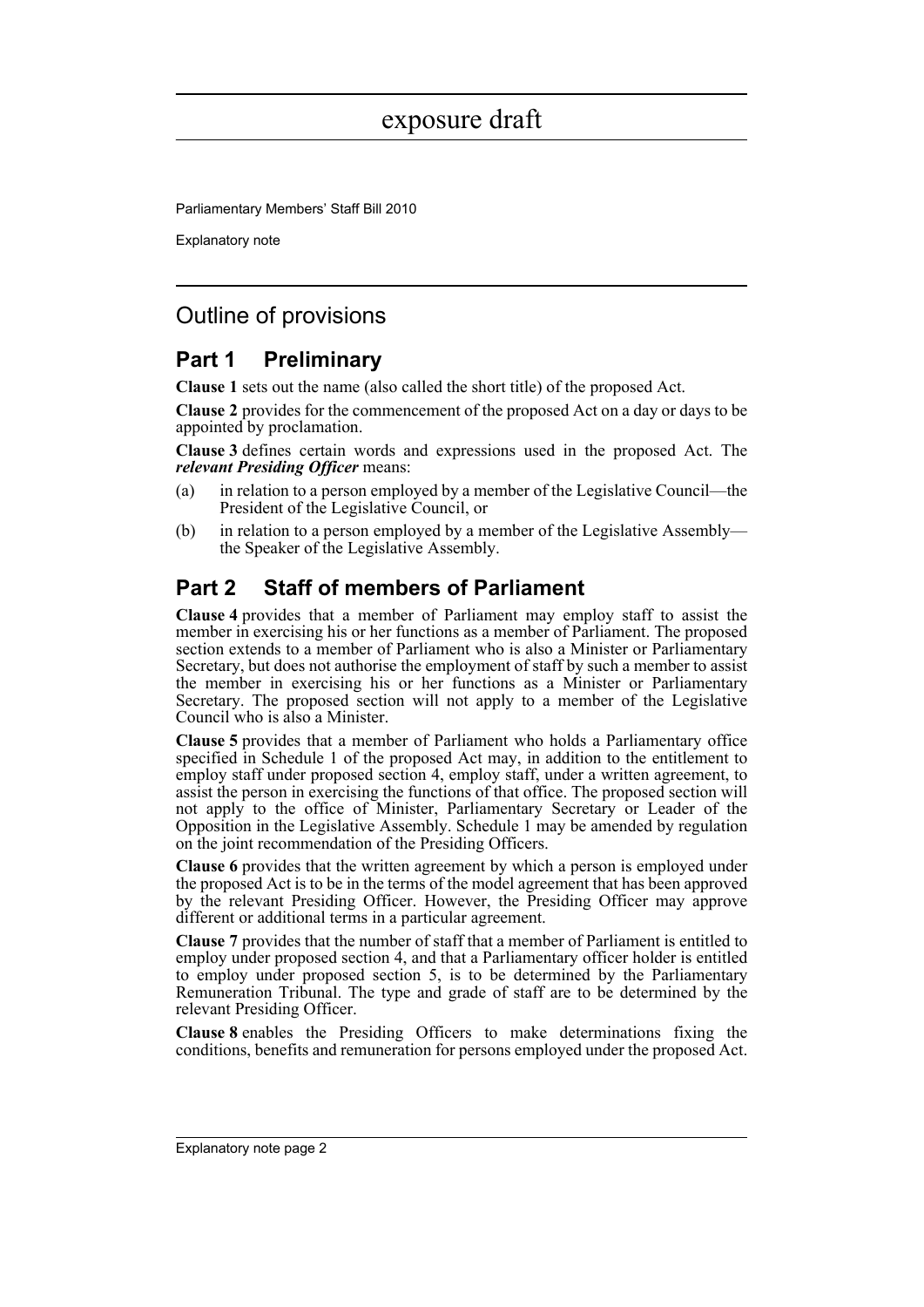## Outline of provisions

### Part 1 Preliminary

**Clause 1** sets out the name (also called the short title) of the proposed Act.

**Clause 2** provides for the commencement of the proposed Act on a day or days to be appointed by proclamation.

**Clause 3** defines certain words and expressions used in the proposed Act. The ***relevant Presiding Officer*** means:

(a) in relation to a person employed by a member of the Legislative Council—the President of the Legislative Council, or

(b) in relation to a person employed by a member of the Legislative Assembly—the Speaker of the Legislative Assembly.

### Part 2 Staff of members of Parliament

**Clause 4** provides that a member of Parliament may employ staff to assist the member in exercising his or her functions as a member of Parliament. The proposed section extends to a member of Parliament who is also a Minister or Parliamentary Secretary, but does not authorise the employment of staff by such a member to assist the member in exercising his or her functions as a Minister or Parliamentary Secretary. The proposed section will not apply to a member of the Legislative Council who is also a Minister.

**Clause 5** provides that a member of Parliament who holds a Parliamentary office specified in Schedule 1 of the proposed Act may, in addition to the entitlement to employ staff under proposed section 4, employ staff, under a written agreement, to assist the person in exercising the functions of that office. The proposed section will not apply to the office of Minister, Parliamentary Secretary or Leader of the Opposition in the Legislative Assembly. Schedule 1 may be amended by regulation on the joint recommendation of the Presiding Officers.

**Clause 6** provides that the written agreement by which a person is employed under the proposed Act is to be in the terms of the model agreement that has been approved by the relevant Presiding Officer. However, the Presiding Officer may approve different or additional terms in a particular agreement.

**Clause 7** provides that the number of staff that a member of Parliament is entitled to employ under proposed section 4, and that a Parliamentary officer holder is entitled to employ under proposed section 5, is to be determined by the Parliamentary Remuneration Tribunal. The type and grade of staff are to be determined by the relevant Presiding Officer.

**Clause 8** enables the Presiding Officers to make determinations fixing the conditions, benefits and remuneration for persons employed under the proposed Act.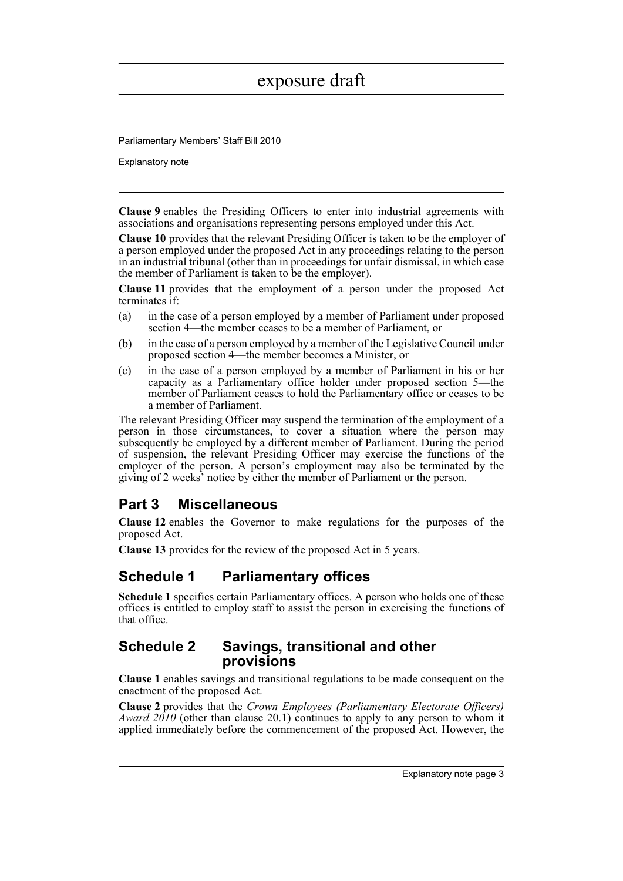**Clause 9** enables the Presiding Officers to enter into industrial agreements with associations and organisations representing persons employed under this Act.

**Clause 10** provides that the relevant Presiding Officer is taken to be the employer of a person employed under the proposed Act in any proceedings relating to the person in an industrial tribunal (other than in proceedings for unfair dismissal, in which case the member of Parliament is taken to be the employer).

**Clause 11** provides that the employment of a person under the proposed Act terminates if:

(a) in the case of a person employed by a member of Parliament under proposed section 4—the member ceases to be a member of Parliament, or

(b) in the case of a person employed by a member of the Legislative Council under proposed section 4—the member becomes a Minister, or

(c) in the case of a person employed by a member of Parliament in his or her capacity as a Parliamentary office holder under proposed section 5—the member of Parliament ceases to hold the Parliamentary office or ceases to be a member of Parliament.

The relevant Presiding Officer may suspend the termination of the employment of a person in those circumstances, to cover a situation where the person may subsequently be employed by a different member of Parliament. During the period of suspension, the relevant Presiding Officer may exercise the functions of the employer of the person. A person's employment may also be terminated by the giving of 2 weeks' notice by either the member of Parliament or the person.

## Part 3 Miscellaneous

**Clause 12** enables the Governor to make regulations for the purposes of the proposed Act.

**Clause 13** provides for the review of the proposed Act in 5 years.

## Schedule 1 Parliamentary offices

**Schedule 1** specifies certain Parliamentary offices. A person who holds one of these offices is entitled to employ staff to assist the person in exercising the functions of that office.

## Schedule 2 Savings, transitional and other provisions

**Clause 1** enables savings and transitional regulations to be made consequent on the enactment of the proposed Act.

**Clause 2** provides that the *Crown Employees (Parliamentary Electorate Officers) Award 2010* (other than clause 20.1) continues to apply to any person to whom it applied immediately before the commencement of the proposed Act. However, the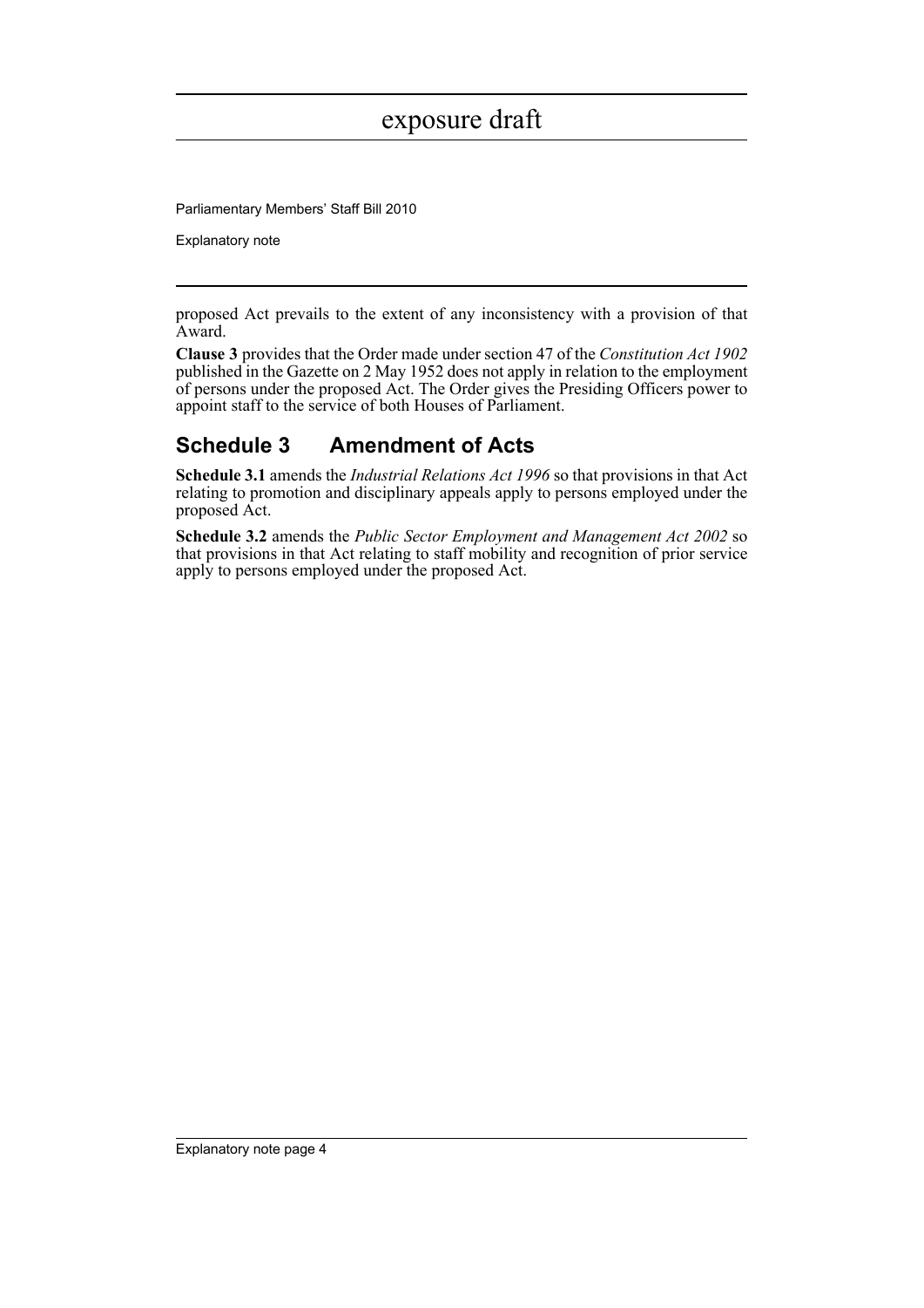proposed Act prevails to the extent of any inconsistency with a provision of that Award.

**Clause 3** provides that the Order made under section 47 of the *Constitution Act 1902* published in the Gazette on 2 May 1952 does not apply in relation to the employment of persons under the proposed Act. The Order gives the Presiding Officers power to appoint staff to the service of both Houses of Parliament.

## Schedule 3 Amendment of Acts

**Schedule 3.1** amends the *Industrial Relations Act 1996* so that provisions in that Act relating to promotion and disciplinary appeals apply to persons employed under the proposed Act.

**Schedule 3.2** amends the *Public Sector Employment and Management Act 2002* so that provisions in that Act relating to staff mobility and recognition of prior service apply to persons employed under the proposed Act.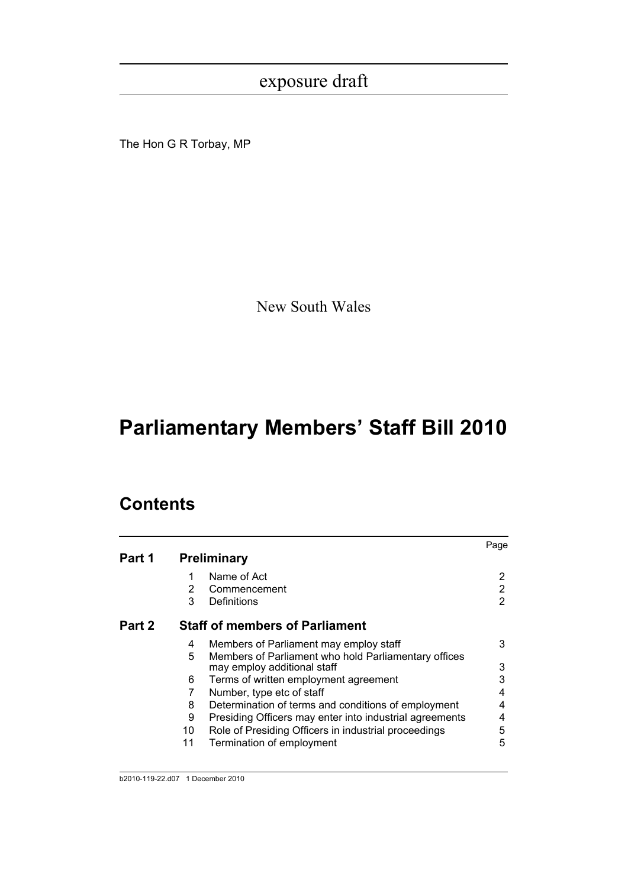exposure draft

The Hon G R Torbay, MP

New South Wales

# Parliamentary Members' Staff Bill 2010

## Contents

| | | | Page |
|---|---|---|---|
| **Part 1** | **Preliminary** | | |
| | 1 | Name of Act | 2 |
| | 2 | Commencement | 2 |
| | 3 | Definitions | 2 |
| **Part 2** | **Staff of members of Parliament** | | |
| | 4 | Members of Parliament may employ staff | 3 |
| | 5 | Members of Parliament who hold Parliamentary offices may employ additional staff | 3 |
| | 6 | Terms of written employment agreement | 3 |
| | 7 | Number, type etc of staff | 4 |
| | 8 | Determination of terms and conditions of employment | 4 |
| | 9 | Presiding Officers may enter into industrial agreements | 4 |
| | 10 | Role of Presiding Officers in industrial proceedings | 5 |
| | 11 | Termination of employment | 5 |

b2010-119-22.d07 1 December 2010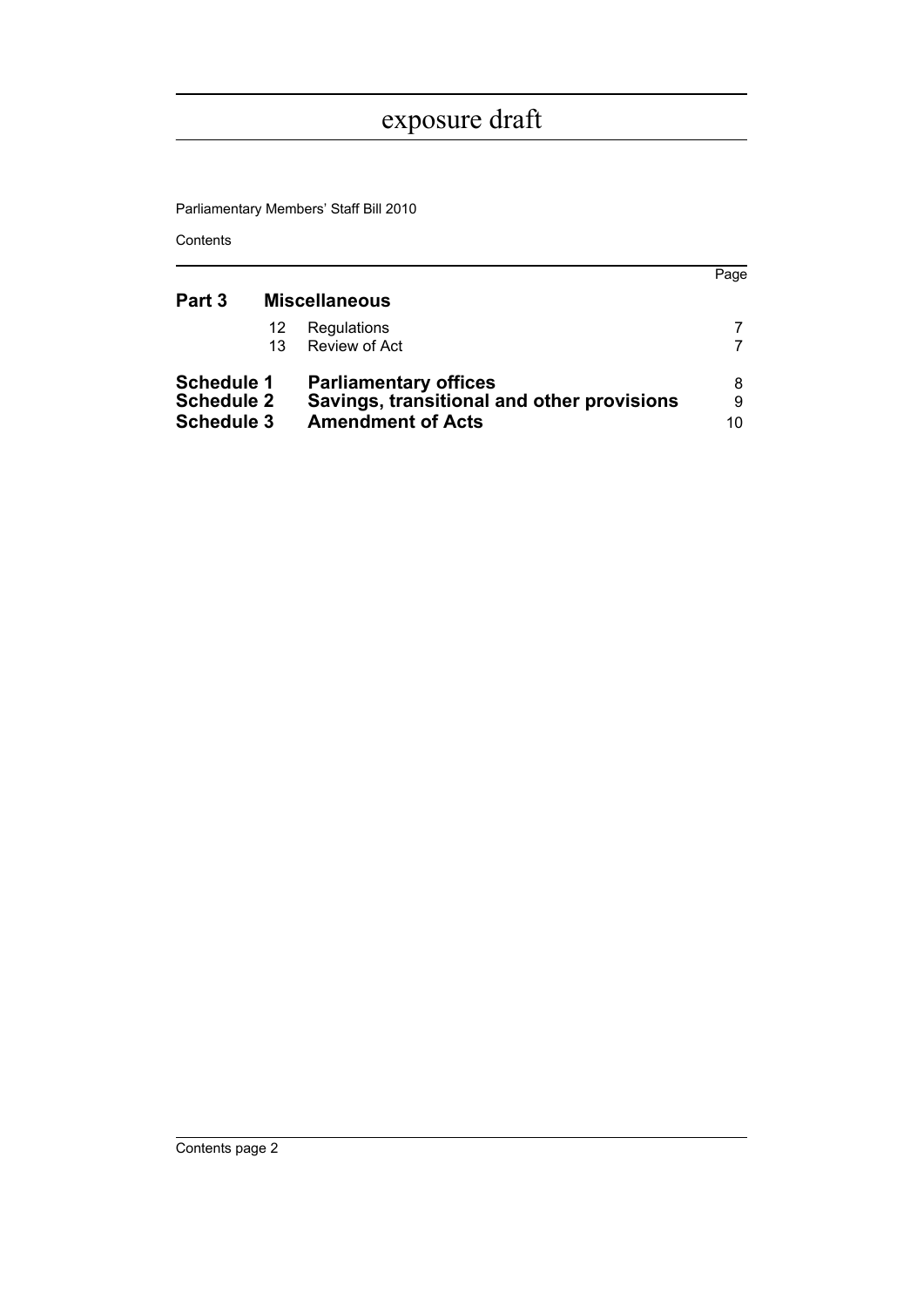exposure draft

Parliamentary Members' Staff Bill 2010

Contents

| | | | Page |
|---|---|---|---|
| **Part 3** | **Miscellaneous** | | |
| | 12 | Regulations | 7 |
| | 13 | Review of Act | 7 |
| **Schedule 1** | **Parliamentary offices** | | 8 |
| **Schedule 2** | **Savings, transitional and other provisions** | | 9 |
| **Schedule 3** | **Amendment of Acts** | | 10 |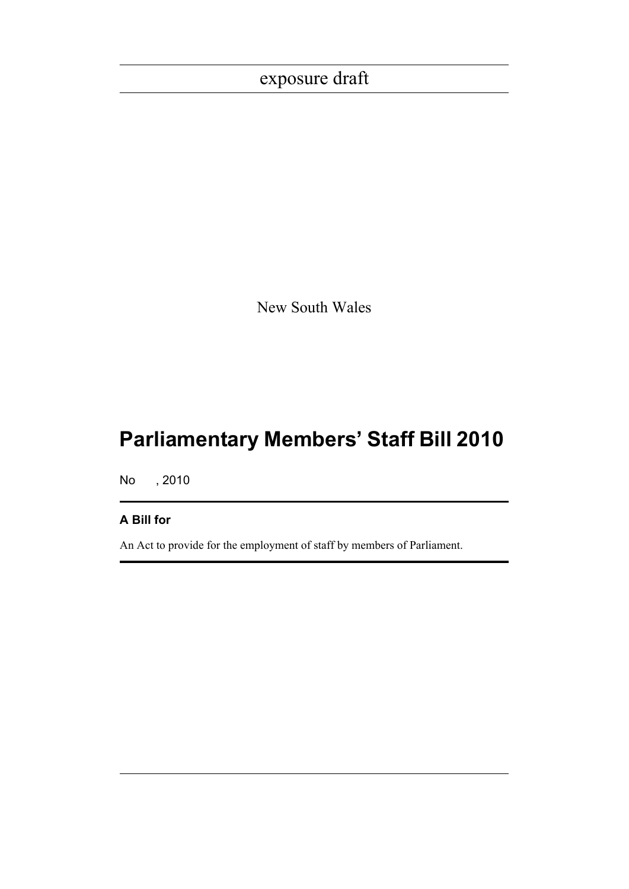exposure draft

New South Wales

# Parliamentary Members' Staff Bill 2010

No , 2010

**A Bill for**

An Act to provide for the employment of staff by members of Parliament.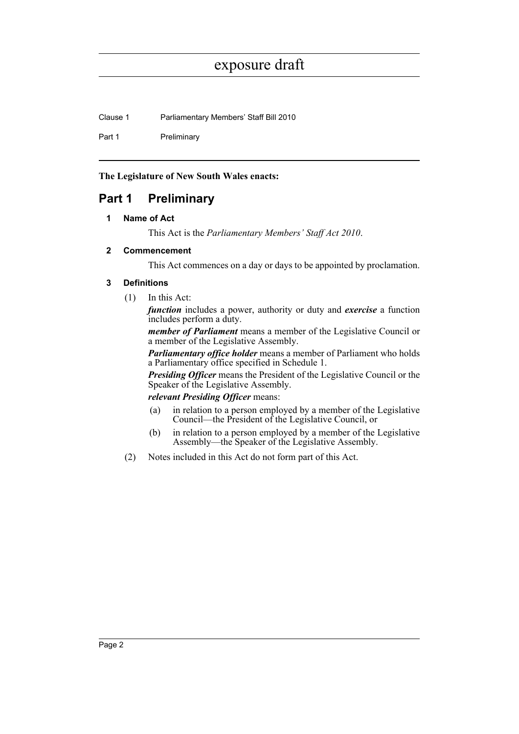**The Legislature of New South Wales enacts:**

# Part 1 Preliminary

### 1 Name of Act

This Act is the *Parliamentary Members' Staff Act 2010*.

### 2 Commencement

This Act commences on a day or days to be appointed by proclamation.

### 3 Definitions

(1) In this Act:

***function*** includes a power, authority or duty and ***exercise*** a function includes perform a duty.

***member of Parliament*** means a member of the Legislative Council or a member of the Legislative Assembly.

***Parliamentary office holder*** means a member of Parliament who holds a Parliamentary office specified in Schedule 1.

***Presiding Officer*** means the President of the Legislative Council or the Speaker of the Legislative Assembly.

***relevant Presiding Officer*** means:

(a) in relation to a person employed by a member of the Legislative Council—the President of the Legislative Council, or

(b) in relation to a person employed by a member of the Legislative Assembly—the Speaker of the Legislative Assembly.

(2) Notes included in this Act do not form part of this Act.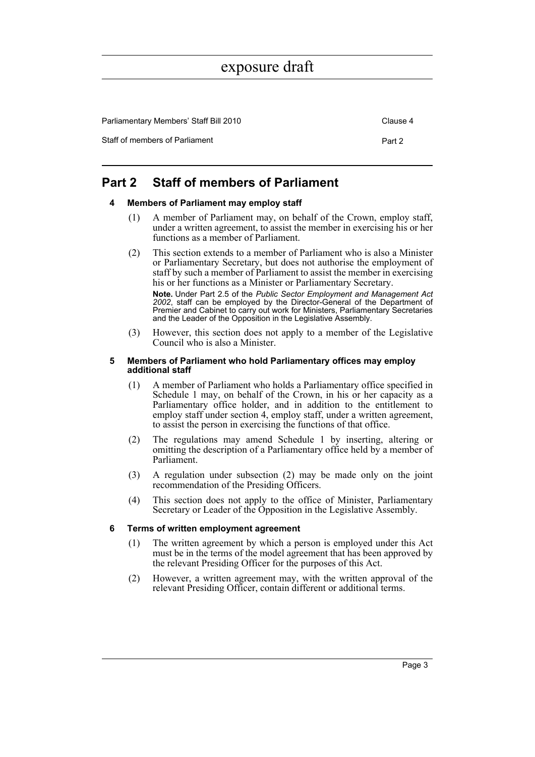# Part 2 Staff of members of Parliament

## 4 Members of Parliament may employ staff

(1) A member of Parliament may, on behalf of the Crown, employ staff, under a written agreement, to assist the member in exercising his or her functions as a member of Parliament.

(2) This section extends to a member of Parliament who is also a Minister or Parliamentary Secretary, but does not authorise the employment of staff by such a member of Parliament to assist the member in exercising his or her functions as a Minister or Parliamentary Secretary.

**Note.** Under Part 2.5 of the *Public Sector Employment and Management Act 2002*, staff can be employed by the Director-General of the Department of Premier and Cabinet to carry out work for Ministers, Parliamentary Secretaries and the Leader of the Opposition in the Legislative Assembly.

(3) However, this section does not apply to a member of the Legislative Council who is also a Minister.

## 5 Members of Parliament who hold Parliamentary offices may employ additional staff

(1) A member of Parliament who holds a Parliamentary office specified in Schedule 1 may, on behalf of the Crown, in his or her capacity as a Parliamentary office holder, and in addition to the entitlement to employ staff under section 4, employ staff, under a written agreement, to assist the person in exercising the functions of that office.

(2) The regulations may amend Schedule 1 by inserting, altering or omitting the description of a Parliamentary office held by a member of Parliament.

(3) A regulation under subsection (2) may be made only on the joint recommendation of the Presiding Officers.

(4) This section does not apply to the office of Minister, Parliamentary Secretary or Leader of the Opposition in the Legislative Assembly.

## 6 Terms of written employment agreement

(1) The written agreement by which a person is employed under this Act must be in the terms of the model agreement that has been approved by the relevant Presiding Officer for the purposes of this Act.

(2) However, a written agreement may, with the written approval of the relevant Presiding Officer, contain different or additional terms.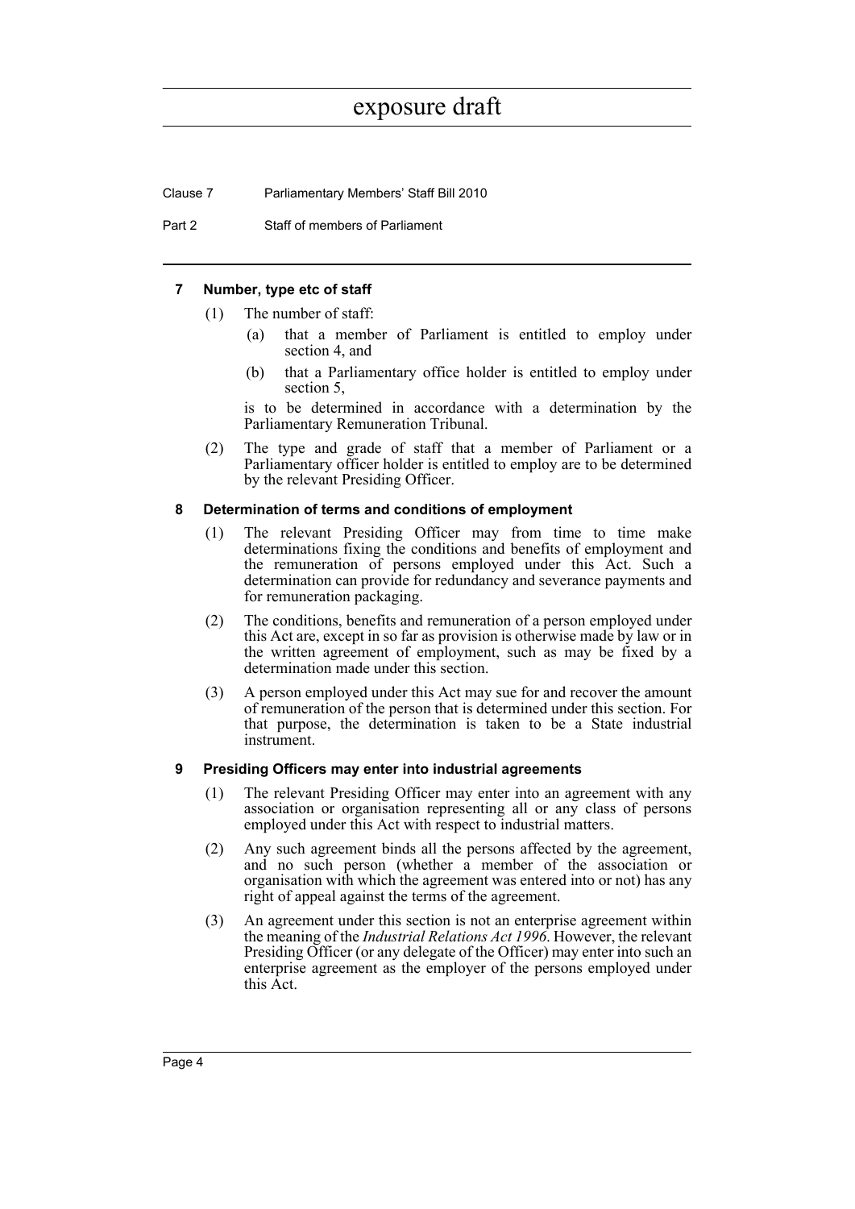### 7 Number, type etc of staff

(1) The number of staff:

(a) that a member of Parliament is entitled to employ under section 4, and

(b) that a Parliamentary office holder is entitled to employ under section 5,

is to be determined in accordance with a determination by the Parliamentary Remuneration Tribunal.

(2) The type and grade of staff that a member of Parliament or a Parliamentary officer holder is entitled to employ are to be determined by the relevant Presiding Officer.

### 8 Determination of terms and conditions of employment

(1) The relevant Presiding Officer may from time to time make determinations fixing the conditions and benefits of employment and the remuneration of persons employed under this Act. Such a determination can provide for redundancy and severance payments and for remuneration packaging.

(2) The conditions, benefits and remuneration of a person employed under this Act are, except in so far as provision is otherwise made by law or in the written agreement of employment, such as may be fixed by a determination made under this section.

(3) A person employed under this Act may sue for and recover the amount of remuneration of the person that is determined under this section. For that purpose, the determination is taken to be a State industrial instrument.

### 9 Presiding Officers may enter into industrial agreements

(1) The relevant Presiding Officer may enter into an agreement with any association or organisation representing all or any class of persons employed under this Act with respect to industrial matters.

(2) Any such agreement binds all the persons affected by the agreement, and no such person (whether a member of the association or organisation with which the agreement was entered into or not) has any right of appeal against the terms of the agreement.

(3) An agreement under this section is not an enterprise agreement within the meaning of the *Industrial Relations Act 1996*. However, the relevant Presiding Officer (or any delegate of the Officer) may enter into such an enterprise agreement as the employer of the persons employed under this Act.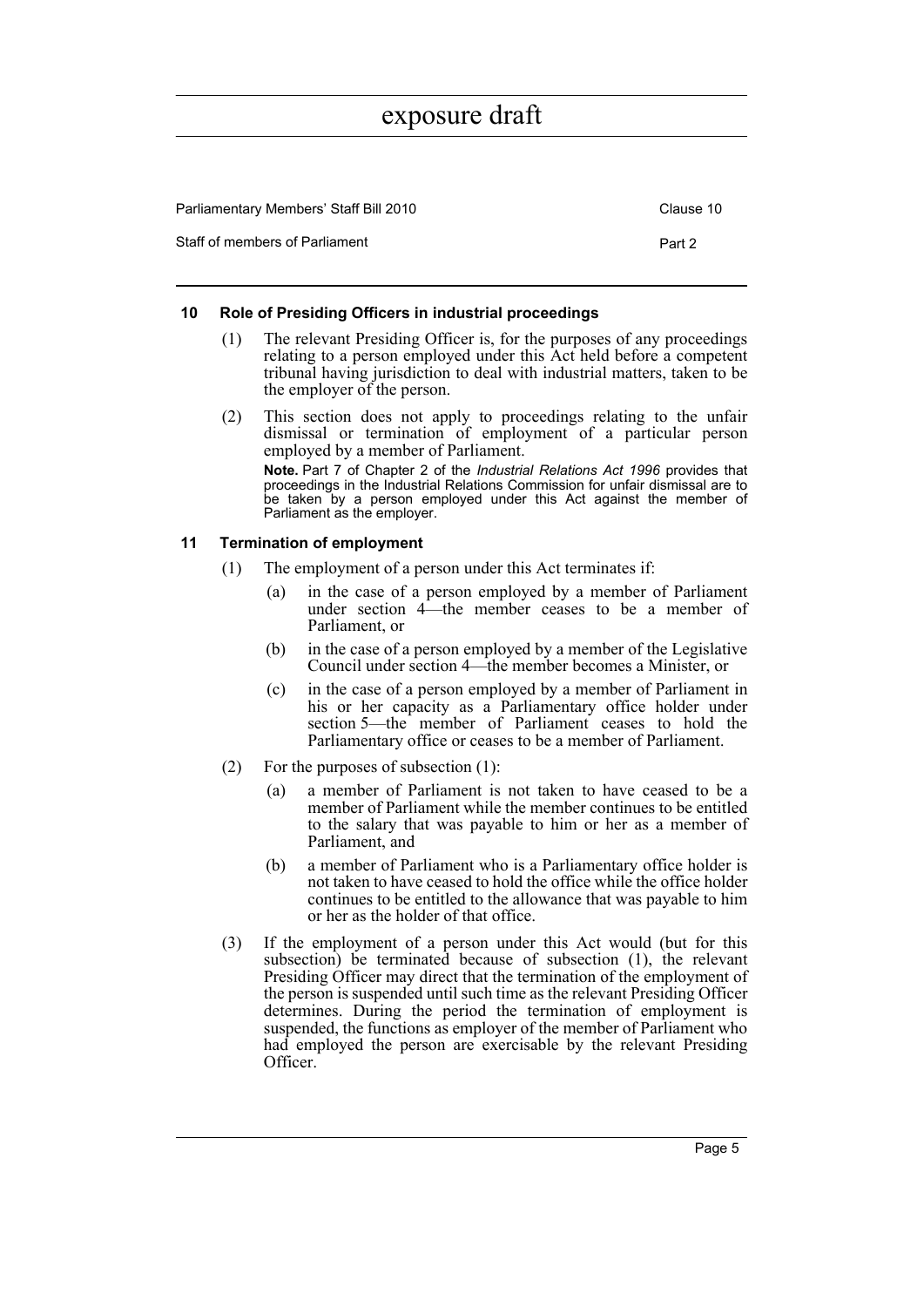### 10 Role of Presiding Officers in industrial proceedings

(1) The relevant Presiding Officer is, for the purposes of any proceedings relating to a person employed under this Act held before a competent tribunal having jurisdiction to deal with industrial matters, taken to be the employer of the person.

(2) This section does not apply to proceedings relating to the unfair dismissal or termination of employment of a particular person employed by a member of Parliament.

**Note.** Part 7 of Chapter 2 of the *Industrial Relations Act 1996* provides that proceedings in the Industrial Relations Commission for unfair dismissal are to be taken by a person employed under this Act against the member of Parliament as the employer.

### 11 Termination of employment

(1) The employment of a person under this Act terminates if:

(a) in the case of a person employed by a member of Parliament under section 4—the member ceases to be a member of Parliament, or

(b) in the case of a person employed by a member of the Legislative Council under section 4—the member becomes a Minister, or

(c) in the case of a person employed by a member of Parliament in his or her capacity as a Parliamentary office holder under section 5—the member of Parliament ceases to hold the Parliamentary office or ceases to be a member of Parliament.

(2) For the purposes of subsection (1):

(a) a member of Parliament is not taken to have ceased to be a member of Parliament while the member continues to be entitled to the salary that was payable to him or her as a member of Parliament, and

(b) a member of Parliament who is a Parliamentary office holder is not taken to have ceased to hold the office while the office holder continues to be entitled to the allowance that was payable to him or her as the holder of that office.

(3) If the employment of a person under this Act would (but for this subsection) be terminated because of subsection (1), the relevant Presiding Officer may direct that the termination of the employment of the person is suspended until such time as the relevant Presiding Officer determines. During the period the termination of employment is suspended, the functions as employer of the member of Parliament who had employed the person are exercisable by the relevant Presiding Officer.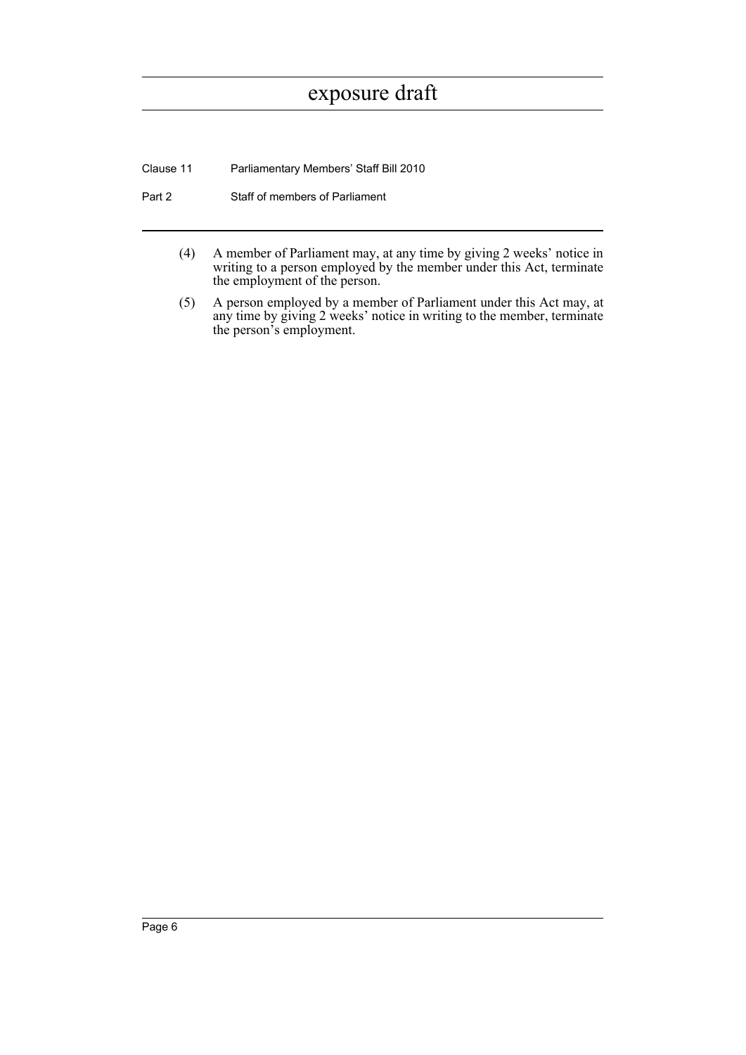(4) A member of Parliament may, at any time by giving 2 weeks' notice in writing to a person employed by the member under this Act, terminate the employment of the person.

(5) A person employed by a member of Parliament under this Act may, at any time by giving 2 weeks' notice in writing to the member, terminate the person's employment.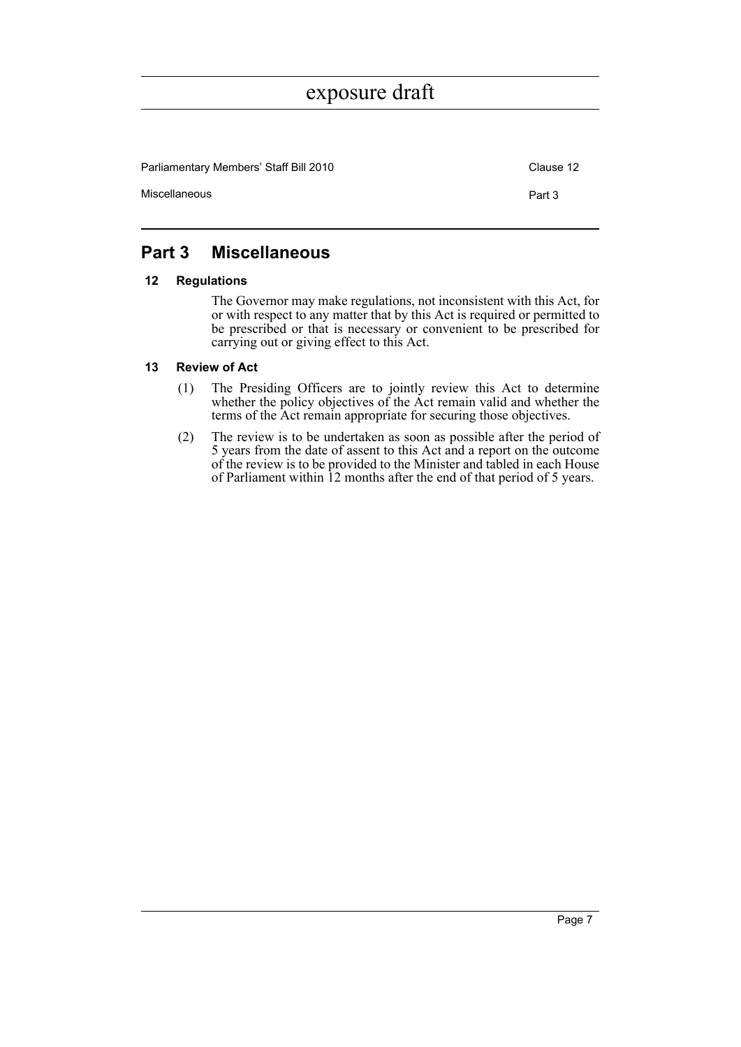## Part 3 Miscellaneous

### 12 Regulations

The Governor may make regulations, not inconsistent with this Act, for or with respect to any matter that by this Act is required or permitted to be prescribed or that is necessary or convenient to be prescribed for carrying out or giving effect to this Act.

### 13 Review of Act

(1) The Presiding Officers are to jointly review this Act to determine whether the policy objectives of the Act remain valid and whether the terms of the Act remain appropriate for securing those objectives.

(2) The review is to be undertaken as soon as possible after the period of 5 years from the date of assent to this Act and a report on the outcome of the review is to be provided to the Minister and tabled in each House of Parliament within 12 months after the end of that period of 5 years.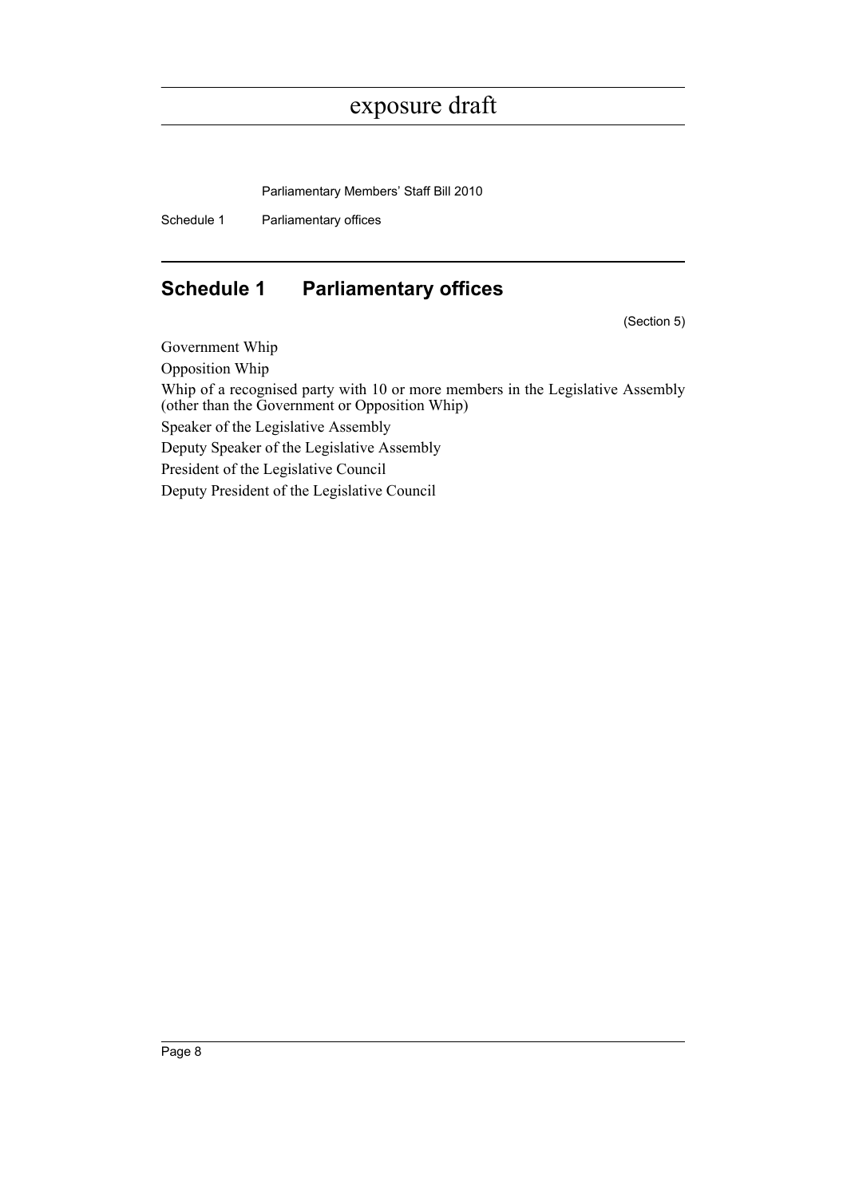## Schedule 1 Parliamentary offices

(Section 5)

Government Whip

Opposition Whip

Whip of a recognised party with 10 or more members in the Legislative Assembly (other than the Government or Opposition Whip)

Speaker of the Legislative Assembly

Deputy Speaker of the Legislative Assembly

President of the Legislative Council

Deputy President of the Legislative Council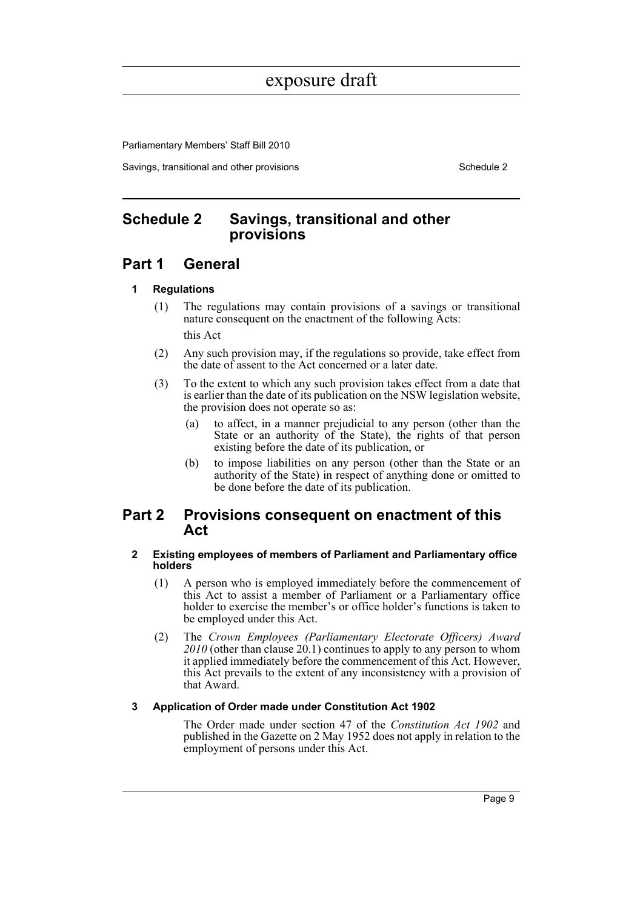## Schedule 2 Savings, transitional and other provisions

## Part 1 General

### 1 Regulations

(1) The regulations may contain provisions of a savings or transitional nature consequent on the enactment of the following Acts:

this Act

(2) Any such provision may, if the regulations so provide, take effect from the date of assent to the Act concerned or a later date.

(3) To the extent to which any such provision takes effect from a date that is earlier than the date of its publication on the NSW legislation website, the provision does not operate so as:

(a) to affect, in a manner prejudicial to any person (other than the State or an authority of the State), the rights of that person existing before the date of its publication, or

(b) to impose liabilities on any person (other than the State or an authority of the State) in respect of anything done or omitted to be done before the date of its publication.

## Part 2 Provisions consequent on enactment of this Act

### 2 Existing employees of members of Parliament and Parliamentary office holders

(1) A person who is employed immediately before the commencement of this Act to assist a member of Parliament or a Parliamentary office holder to exercise the member's or office holder's functions is taken to be employed under this Act.

(2) The *Crown Employees (Parliamentary Electorate Officers) Award 2010* (other than clause 20.1) continues to apply to any person to whom it applied immediately before the commencement of this Act. However, this Act prevails to the extent of any inconsistency with a provision of that Award.

### 3 Application of Order made under Constitution Act 1902

The Order made under section 47 of the *Constitution Act 1902* and published in the Gazette on 2 May 1952 does not apply in relation to the employment of persons under this Act.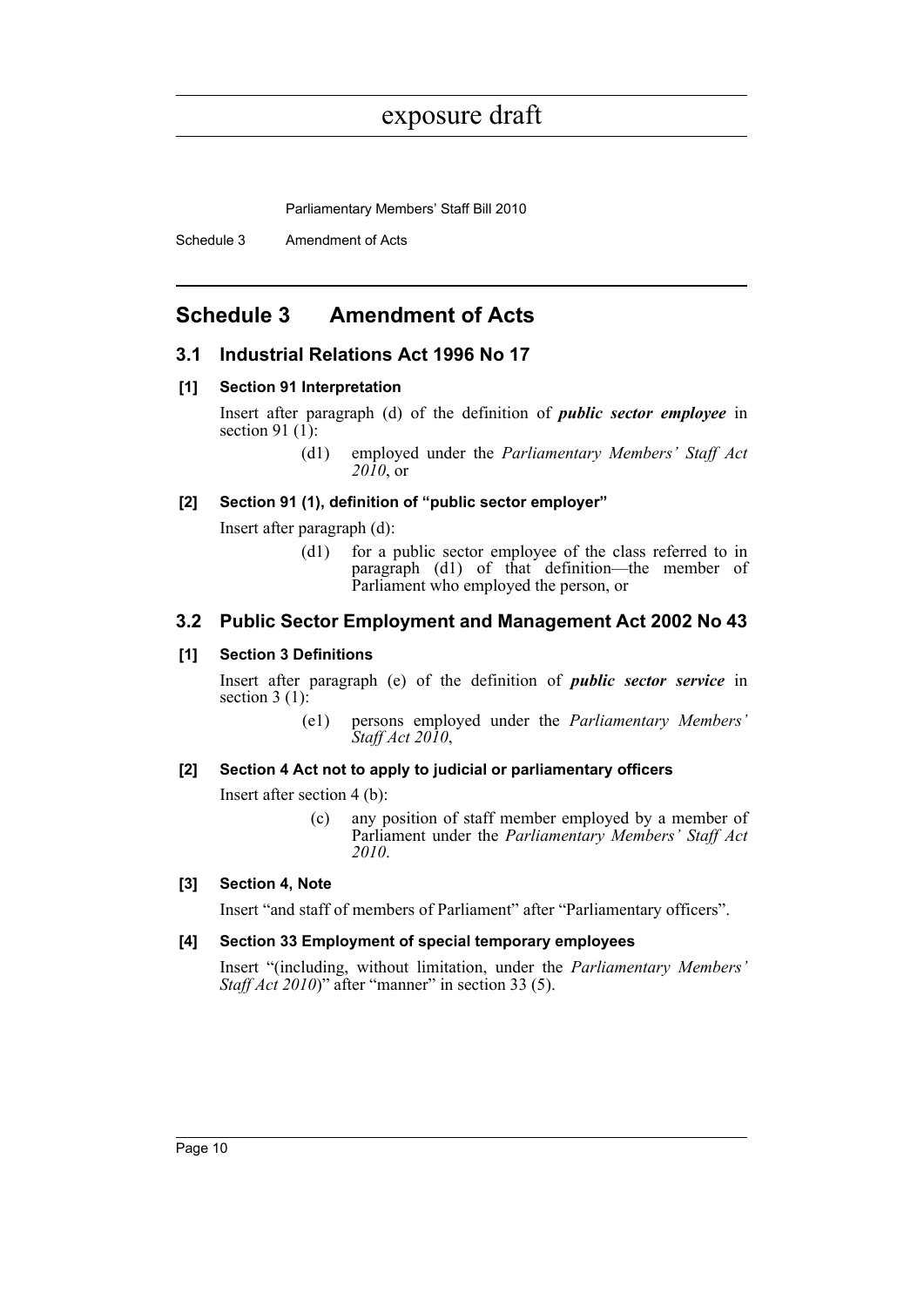# Schedule 3 Amendment of Acts

## 3.1 Industrial Relations Act 1996 No 17

### [1] Section 91 Interpretation

Insert after paragraph (d) of the definition of ***public sector employee*** in section 91 (1):

> (d1) employed under the *Parliamentary Members' Staff Act 2010*, or

### [2] Section 91 (1), definition of "public sector employer"

Insert after paragraph (d):

> (d1) for a public sector employee of the class referred to in paragraph (d1) of that definition—the member of Parliament who employed the person, or

## 3.2 Public Sector Employment and Management Act 2002 No 43

### [1] Section 3 Definitions

Insert after paragraph (e) of the definition of ***public sector service*** in section 3 (1):

> (e1) persons employed under the *Parliamentary Members' Staff Act 2010*,

### [2] Section 4 Act not to apply to judicial or parliamentary officers

Insert after section 4 (b):

> (c) any position of staff member employed by a member of Parliament under the *Parliamentary Members' Staff Act 2010*.

### [3] Section 4, Note

Insert "and staff of members of Parliament" after "Parliamentary officers".

### [4] Section 33 Employment of special temporary employees

Insert "(including, without limitation, under the *Parliamentary Members' Staff Act 2010*)" after "manner" in section 33 (5).